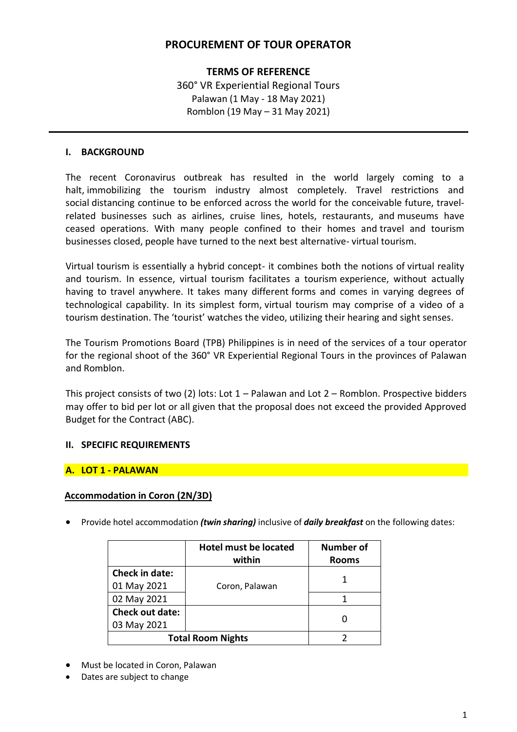# PROCUREMENT OF TOUR OPERATOR

## TERMS OF REFERENCE

360° VR Experiential Regional Tours
Palawan (1 May - 18 May 2021)
Romblon (19 May – 31 May 2021)

---

### I. BACKGROUND

The recent Coronavirus outbreak has resulted in the world largely coming to a halt, immobilizing the tourism industry almost completely. Travel restrictions and social distancing continue to be enforced across the world for the conceivable future, travel-related businesses such as airlines, cruise lines, hotels, restaurants, and museums have ceased operations. With many people confined to their homes and travel and tourism businesses closed, people have turned to the next best alternative- virtual tourism.

Virtual tourism is essentially a hybrid concept- it combines both the notions of virtual reality and tourism. In essence, virtual tourism facilitates a tourism experience, without actually having to travel anywhere. It takes many different forms and comes in varying degrees of technological capability. In its simplest form, virtual tourism may comprise of a video of a tourism destination. The 'tourist' watches the video, utilizing their hearing and sight senses.

The Tourism Promotions Board (TPB) Philippines is in need of the services of a tour operator for the regional shoot of the 360° VR Experiential Regional Tours in the provinces of Palawan and Romblon.

This project consists of two (2) lots: Lot 1 – Palawan and Lot 2 – Romblon. Prospective bidders may offer to bid per lot or all given that the proposal does not exceed the provided Approved Budget for the Contract (ABC).

### II. SPECIFIC REQUIREMENTS

#### A. LOT 1 - PALAWAN

**Accommodation in Coron (2N/3D)**

- Provide hotel accommodation ***(twin sharing)*** inclusive of ***daily breakfast*** on the following dates:

| | Hotel must be located within | Number of Rooms |
|---|---|---|
| **Check in date:** 01 May 2021 | Coron, Palawan | 1 |
| 02 May 2021 | | 1 |
| **Check out date:** 03 May 2021 | | 0 |
| **Total Room Nights** | | 2 |

- Must be located in Coron, Palawan
- Dates are subject to change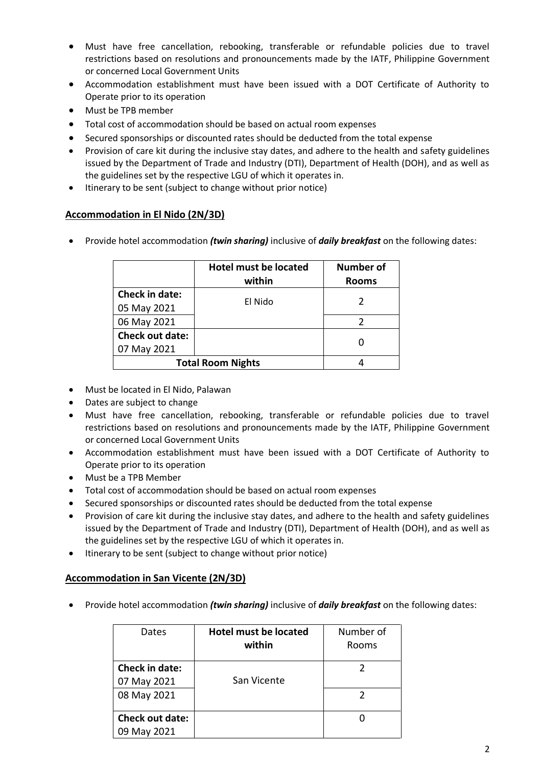- Must have free cancellation, rebooking, transferable or refundable policies due to travel restrictions based on resolutions and pronouncements made by the IATF, Philippine Government or concerned Local Government Units
- Accommodation establishment must have been issued with a DOT Certificate of Authority to Operate prior to its operation
- Must be TPB member
- Total cost of accommodation should be based on actual room expenses
- Secured sponsorships or discounted rates should be deducted from the total expense
- Provision of care kit during the inclusive stay dates, and adhere to the health and safety guidelines issued by the Department of Trade and Industry (DTI), Department of Health (DOH), and as well as the guidelines set by the respective LGU of which it operates in.
- Itinerary to be sent (subject to change without prior notice)

## Accommodation in El Nido (2N/3D)

- Provide hotel accommodation ***(twin sharing)*** inclusive of ***daily breakfast*** on the following dates:

| | **Hotel must be located within** | **Number of Rooms** |
|---|---|---|
| **Check in date:** 05 May 2021 | El Nido | 2 |
| 06 May 2021 | | 2 |
| **Check out date:** 07 May 2021 | | 0 |
| **Total Room Nights** | | 4 |

- Must be located in El Nido, Palawan
- Dates are subject to change
- Must have free cancellation, rebooking, transferable or refundable policies due to travel restrictions based on resolutions and pronouncements made by the IATF, Philippine Government or concerned Local Government Units
- Accommodation establishment must have been issued with a DOT Certificate of Authority to Operate prior to its operation
- Must be a TPB Member
- Total cost of accommodation should be based on actual room expenses
- Secured sponsorships or discounted rates should be deducted from the total expense
- Provision of care kit during the inclusive stay dates, and adhere to the health and safety guidelines issued by the Department of Trade and Industry (DTI), Department of Health (DOH), and as well as the guidelines set by the respective LGU of which it operates in.
- Itinerary to be sent (subject to change without prior notice)

## Accommodation in San Vicente (2N/3D)

- Provide hotel accommodation ***(twin sharing)*** inclusive of ***daily breakfast*** on the following dates:

| Dates | **Hotel must be located within** | Number of Rooms |
|---|---|---|
| **Check in date:** 07 May 2021 | San Vicente | 2 |
| 08 May 2021 | | 2 |
| **Check out date:** 09 May 2021 | | 0 |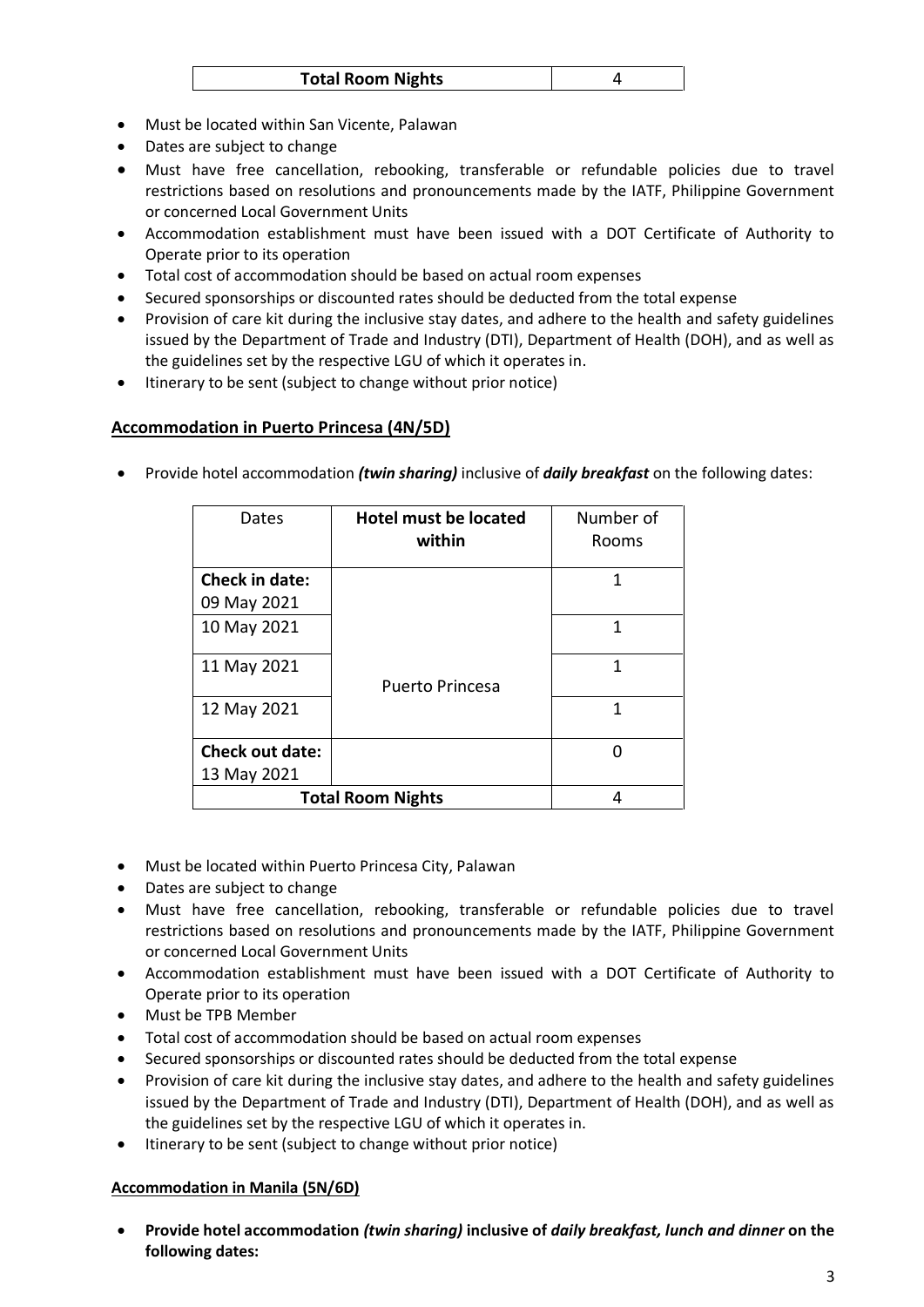| Total Room Nights | 4 |
|---|---|

- Must be located within San Vicente, Palawan
- Dates are subject to change
- Must have free cancellation, rebooking, transferable or refundable policies due to travel restrictions based on resolutions and pronouncements made by the IATF, Philippine Government or concerned Local Government Units
- Accommodation establishment must have been issued with a DOT Certificate of Authority to Operate prior to its operation
- Total cost of accommodation should be based on actual room expenses
- Secured sponsorships or discounted rates should be deducted from the total expense
- Provision of care kit during the inclusive stay dates, and adhere to the health and safety guidelines issued by the Department of Trade and Industry (DTI), Department of Health (DOH), and as well as the guidelines set by the respective LGU of which it operates in.
- Itinerary to be sent (subject to change without prior notice)

## Accommodation in Puerto Princesa (4N/5D)

- Provide hotel accommodation ***(twin sharing)*** inclusive of ***daily breakfast*** on the following dates:

| Dates | **Hotel must be located within** | Number of Rooms |
|---|---|---|
| **Check in date:** 09 May 2021 | Puerto Princesa | 1 |
| 10 May 2021 | | 1 |
| 11 May 2021 | | 1 |
| 12 May 2021 | | 1 |
| **Check out date:** 13 May 2021 | | 0 |
| **Total Room Nights** | | 4 |

- Must be located within Puerto Princesa City, Palawan
- Dates are subject to change
- Must have free cancellation, rebooking, transferable or refundable policies due to travel restrictions based on resolutions and pronouncements made by the IATF, Philippine Government or concerned Local Government Units
- Accommodation establishment must have been issued with a DOT Certificate of Authority to Operate prior to its operation
- Must be TPB Member
- Total cost of accommodation should be based on actual room expenses
- Secured sponsorships or discounted rates should be deducted from the total expense
- Provision of care kit during the inclusive stay dates, and adhere to the health and safety guidelines issued by the Department of Trade and Industry (DTI), Department of Health (DOH), and as well as the guidelines set by the respective LGU of which it operates in.
- Itinerary to be sent (subject to change without prior notice)

## Accommodation in Manila (5N/6D)

- **Provide hotel accommodation *(twin sharing)* inclusive of *daily breakfast, lunch and dinner* on the following dates:**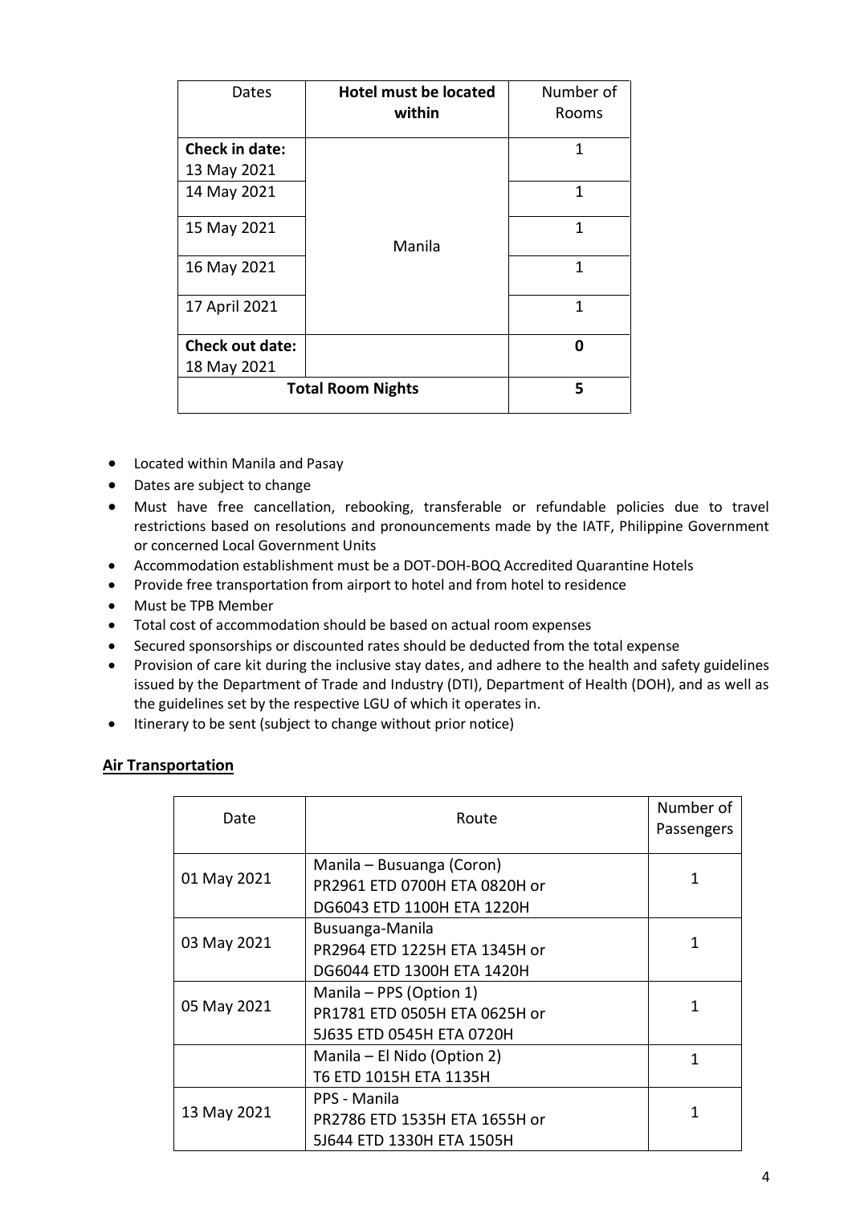| Dates | **Hotel must be located within** | Number of Rooms |
|---|---|---|
| **Check in date:** 13 May 2021 | Manila | 1 |
| 14 May 2021 | | 1 |
| 15 May 2021 | | 1 |
| 16 May 2021 | | 1 |
| 17 April 2021 | | 1 |
| **Check out date:** 18 May 2021 | | **0** |
| **Total Room Nights** | | **5** |

- Located within Manila and Pasay
- Dates are subject to change
- Must have free cancellation, rebooking, transferable or refundable policies due to travel restrictions based on resolutions and pronouncements made by the IATF, Philippine Government or concerned Local Government Units
- Accommodation establishment must be a DOT-DOH-BOQ Accredited Quarantine Hotels
- Provide free transportation from airport to hotel and from hotel to residence
- Must be TPB Member
- Total cost of accommodation should be based on actual room expenses
- Secured sponsorships or discounted rates should be deducted from the total expense
- Provision of care kit during the inclusive stay dates, and adhere to the health and safety guidelines issued by the Department of Trade and Industry (DTI), Department of Health (DOH), and as well as the guidelines set by the respective LGU of which it operates in.
- Itinerary to be sent (subject to change without prior notice)

**Air Transportation**

| Date | Route | Number of Passengers |
|---|---|---|
| 01 May 2021 | Manila – Busuanga (Coron)<br>PR2961 ETD 0700H ETA 0820H or<br>DG6043 ETD 1100H ETA 1220H | 1 |
| 03 May 2021 | Busuanga-Manila<br>PR2964 ETD 1225H ETA 1345H or<br>DG6044 ETD 1300H ETA 1420H | 1 |
| 05 May 2021 | Manila – PPS (Option 1)<br>PR1781 ETD 0505H ETA 0625H or<br>5J635 ETD 0545H ETA 0720H | 1 |
| | Manila – El Nido (Option 2)<br>T6 ETD 1015H ETA 1135H | 1 |
| 13 May 2021 | PPS - Manila<br>PR2786 ETD 1535H ETA 1655H or<br>5J644 ETD 1330H ETA 1505H | 1 |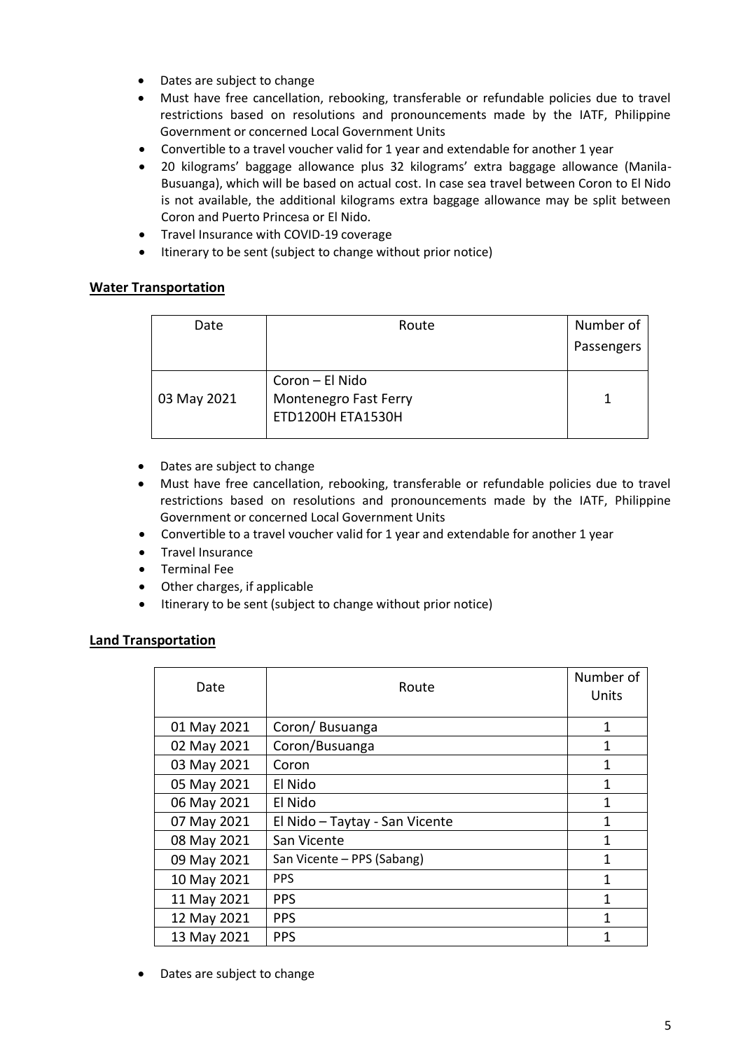- Dates are subject to change
- Must have free cancellation, rebooking, transferable or refundable policies due to travel restrictions based on resolutions and pronouncements made by the IATF, Philippine Government or concerned Local Government Units
- Convertible to a travel voucher valid for 1 year and extendable for another 1 year
- 20 kilograms' baggage allowance plus 32 kilograms' extra baggage allowance (Manila-Busuanga), which will be based on actual cost. In case sea travel between Coron to El Nido is not available, the additional kilograms extra baggage allowance may be split between Coron and Puerto Princesa or El Nido.
- Travel Insurance with COVID-19 coverage
- Itinerary to be sent (subject to change without prior notice)

## Water Transportation

| Date | Route | Number of Passengers |
|---|---|---|
| 03 May 2021 | Coron – El Nido<br>Montenegro Fast Ferry<br>ETD1200H ETA1530H | 1 |

- Dates are subject to change
- Must have free cancellation, rebooking, transferable or refundable policies due to travel restrictions based on resolutions and pronouncements made by the IATF, Philippine Government or concerned Local Government Units
- Convertible to a travel voucher valid for 1 year and extendable for another 1 year
- Travel Insurance
- Terminal Fee
- Other charges, if applicable
- Itinerary to be sent (subject to change without prior notice)

## Land Transportation

| Date | Route | Number of Units |
|---|---|---|
| 01 May 2021 | Coron/ Busuanga | 1 |
| 02 May 2021 | Coron/Busuanga | 1 |
| 03 May 2021 | Coron | 1 |
| 05 May 2021 | El Nido | 1 |
| 06 May 2021 | El Nido | 1 |
| 07 May 2021 | El Nido – Taytay - San Vicente | 1 |
| 08 May 2021 | San Vicente | 1 |
| 09 May 2021 | San Vicente – PPS (Sabang) | 1 |
| 10 May 2021 | PPS | 1 |
| 11 May 2021 | PPS | 1 |
| 12 May 2021 | PPS | 1 |
| 13 May 2021 | PPS | 1 |

- Dates are subject to change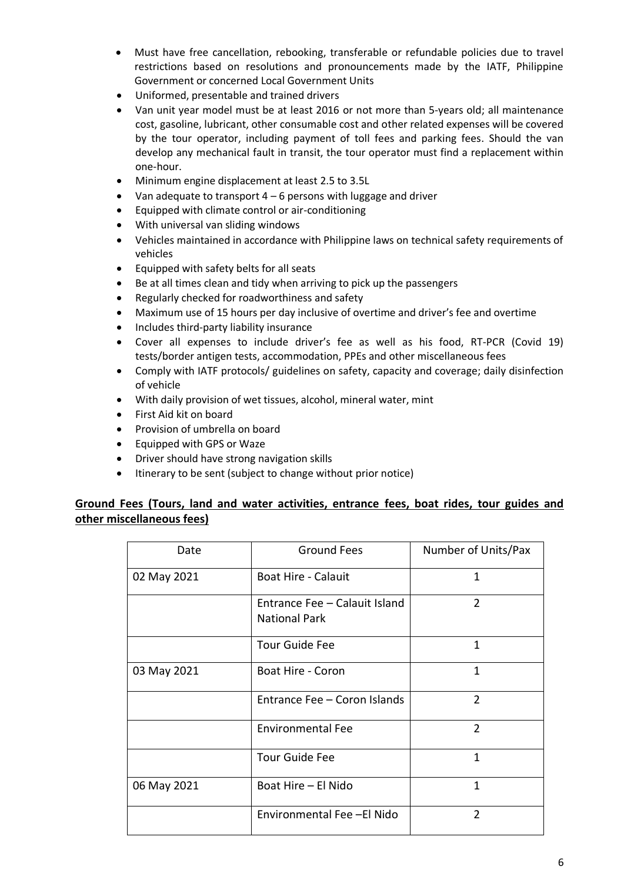- Must have free cancellation, rebooking, transferable or refundable policies due to travel restrictions based on resolutions and pronouncements made by the IATF, Philippine Government or concerned Local Government Units
- Uniformed, presentable and trained drivers
- Van unit year model must be at least 2016 or not more than 5-years old; all maintenance cost, gasoline, lubricant, other consumable cost and other related expenses will be covered by the tour operator, including payment of toll fees and parking fees. Should the van develop any mechanical fault in transit, the tour operator must find a replacement within one-hour.
- Minimum engine displacement at least 2.5 to 3.5L
- Van adequate to transport 4 – 6 persons with luggage and driver
- Equipped with climate control or air-conditioning
- With universal van sliding windows
- Vehicles maintained in accordance with Philippine laws on technical safety requirements of vehicles
- Equipped with safety belts for all seats
- Be at all times clean and tidy when arriving to pick up the passengers
- Regularly checked for roadworthiness and safety
- Maximum use of 15 hours per day inclusive of overtime and driver's fee and overtime
- Includes third-party liability insurance
- Cover all expenses to include driver's fee as well as his food, RT-PCR (Covid 19) tests/border antigen tests, accommodation, PPEs and other miscellaneous fees
- Comply with IATF protocols/ guidelines on safety, capacity and coverage; daily disinfection of vehicle
- With daily provision of wet tissues, alcohol, mineral water, mint
- First Aid kit on board
- Provision of umbrella on board
- Equipped with GPS or Waze
- Driver should have strong navigation skills
- Itinerary to be sent (subject to change without prior notice)

**Ground Fees (Tours, land and water activities, entrance fees, boat rides, tour guides and other miscellaneous fees)**

| Date | Ground Fees | Number of Units/Pax |
|---|---|---|
| 02 May 2021 | Boat Hire - Calauit | 1 |
| | Entrance Fee – Calauit Island National Park | 2 |
| | Tour Guide Fee | 1 |
| 03 May 2021 | Boat Hire - Coron | 1 |
| | Entrance Fee – Coron Islands | 2 |
| | Environmental Fee | 2 |
| | Tour Guide Fee | 1 |
| 06 May 2021 | Boat Hire – El Nido | 1 |
| | Environmental Fee –El Nido | 2 |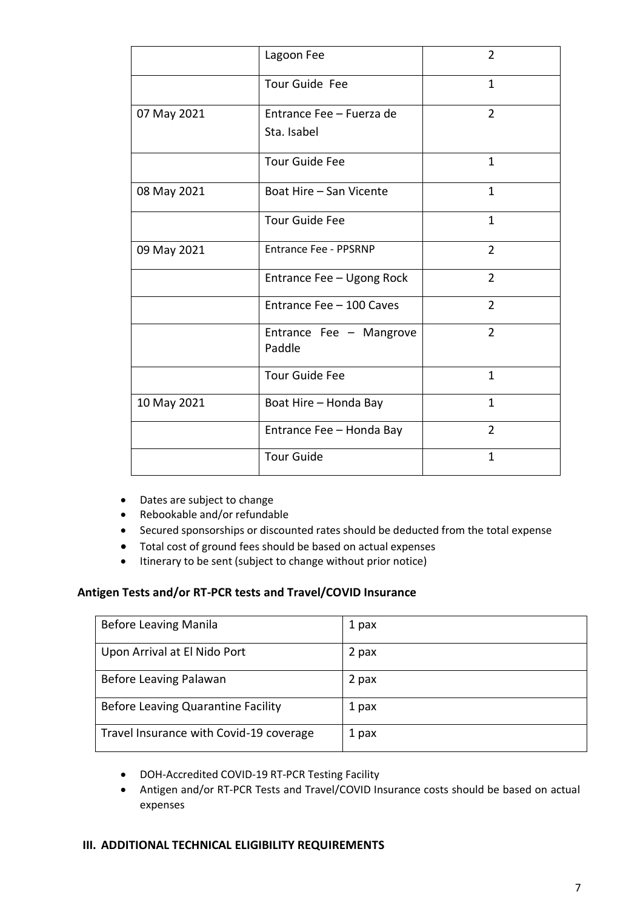| | | |
|---|---|---|
| | Lagoon Fee | 2 |
| | Tour Guide Fee | 1 |
| 07 May 2021 | Entrance Fee – Fuerza de Sta. Isabel | 2 |
| | Tour Guide Fee | 1 |
| 08 May 2021 | Boat Hire – San Vicente | 1 |
| | Tour Guide Fee | 1 |
| 09 May 2021 | Entrance Fee - PPSRNP | 2 |
| | Entrance Fee – Ugong Rock | 2 |
| | Entrance Fee – 100 Caves | 2 |
| | Entrance Fee – Mangrove Paddle | 2 |
| | Tour Guide Fee | 1 |
| 10 May 2021 | Boat Hire – Honda Bay | 1 |
| | Entrance Fee – Honda Bay | 2 |
| | Tour Guide | 1 |

- Dates are subject to change
- Rebookable and/or refundable
- Secured sponsorships or discounted rates should be deducted from the total expense
- Total cost of ground fees should be based on actual expenses
- Itinerary to be sent (subject to change without prior notice)

**Antigen Tests and/or RT-PCR tests and Travel/COVID Insurance**

| | |
|---|---|
| Before Leaving Manila | 1 pax |
| Upon Arrival at El Nido Port | 2 pax |
| Before Leaving Palawan | 2 pax |
| Before Leaving Quarantine Facility | 1 pax |
| Travel Insurance with Covid-19 coverage | 1 pax |

- DOH-Accredited COVID-19 RT-PCR Testing Facility
- Antigen and/or RT-PCR Tests and Travel/COVID Insurance costs should be based on actual expenses

**III. ADDITIONAL TECHNICAL ELIGIBILITY REQUIREMENTS**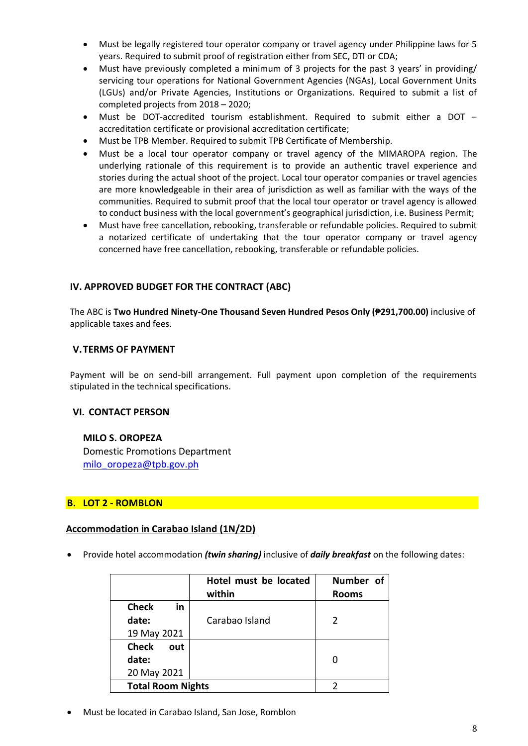- Must be legally registered tour operator company or travel agency under Philippine laws for 5 years. Required to submit proof of registration either from SEC, DTI or CDA;
- Must have previously completed a minimum of 3 projects for the past 3 years' in providing/ servicing tour operations for National Government Agencies (NGAs), Local Government Units (LGUs) and/or Private Agencies, Institutions or Organizations. Required to submit a list of completed projects from 2018 – 2020;
- Must be DOT-accredited tourism establishment. Required to submit either a DOT – accreditation certificate or provisional accreditation certificate;
- Must be TPB Member. Required to submit TPB Certificate of Membership.
- Must be a local tour operator company or travel agency of the MIMAROPA region. The underlying rationale of this requirement is to provide an authentic travel experience and stories during the actual shoot of the project. Local tour operator companies or travel agencies are more knowledgeable in their area of jurisdiction as well as familiar with the ways of the communities. Required to submit proof that the local tour operator or travel agency is allowed to conduct business with the local government's geographical jurisdiction, i.e. Business Permit;
- Must have free cancellation, rebooking, transferable or refundable policies. Required to submit a notarized certificate of undertaking that the tour operator company or travel agency concerned have free cancellation, rebooking, transferable or refundable policies.

## IV. APPROVED BUDGET FOR THE CONTRACT (ABC)

The ABC is **Two Hundred Ninety-One Thousand Seven Hundred Pesos Only (₱291,700.00)** inclusive of applicable taxes and fees.

## V. TERMS OF PAYMENT

Payment will be on send-bill arrangement. Full payment upon completion of the requirements stipulated in the technical specifications.

## VI. CONTACT PERSON

**MILO S. OROPEZA**
Domestic Promotions Department
milo_oropeza@tpb.gov.ph

## B. LOT 2 - ROMBLON

**Accommodation in Carabao Island (1N/2D)**

- Provide hotel accommodation ***(twin sharing)*** inclusive of ***daily breakfast*** on the following dates:

| | **Hotel must be located within** | **Number of Rooms** |
|---|---|---|
| **Check in date:** 19 May 2021 | Carabao Island | 2 |
| **Check out date:** 20 May 2021 | | 0 |
| **Total Room Nights** | | 2 |

- Must be located in Carabao Island, San Jose, Romblon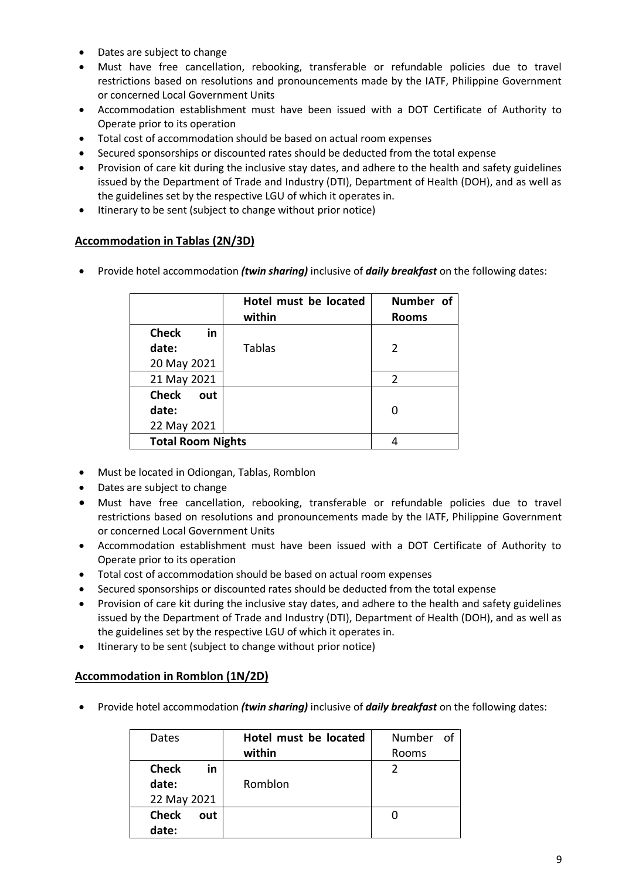- Dates are subject to change
- Must have free cancellation, rebooking, transferable or refundable policies due to travel restrictions based on resolutions and pronouncements made by the IATF, Philippine Government or concerned Local Government Units
- Accommodation establishment must have been issued with a DOT Certificate of Authority to Operate prior to its operation
- Total cost of accommodation should be based on actual room expenses
- Secured sponsorships or discounted rates should be deducted from the total expense
- Provision of care kit during the inclusive stay dates, and adhere to the health and safety guidelines issued by the Department of Trade and Industry (DTI), Department of Health (DOH), and as well as the guidelines set by the respective LGU of which it operates in.
- Itinerary to be sent (subject to change without prior notice)

## Accommodation in Tablas (2N/3D)

- Provide hotel accommodation ***(twin sharing)*** inclusive of ***daily breakfast*** on the following dates:

| | **Hotel must be located within** | **Number of Rooms** |
|---|---|---|
| **Check in date:** 20 May 2021 | Tablas | 2 |
| 21 May 2021 | | 2 |
| **Check out date:** 22 May 2021 | | 0 |
| **Total Room Nights** | | 4 |

- Must be located in Odiongan, Tablas, Romblon
- Dates are subject to change
- Must have free cancellation, rebooking, transferable or refundable policies due to travel restrictions based on resolutions and pronouncements made by the IATF, Philippine Government or concerned Local Government Units
- Accommodation establishment must have been issued with a DOT Certificate of Authority to Operate prior to its operation
- Total cost of accommodation should be based on actual room expenses
- Secured sponsorships or discounted rates should be deducted from the total expense
- Provision of care kit during the inclusive stay dates, and adhere to the health and safety guidelines issued by the Department of Trade and Industry (DTI), Department of Health (DOH), and as well as the guidelines set by the respective LGU of which it operates in.
- Itinerary to be sent (subject to change without prior notice)

## Accommodation in Romblon (1N/2D)

- Provide hotel accommodation ***(twin sharing)*** inclusive of ***daily breakfast*** on the following dates:

| Dates | **Hotel must be located within** | Number of Rooms |
|---|---|---|
| **Check in date:** 22 May 2021 | Romblon | 2 |
| **Check out date:** | | 0 |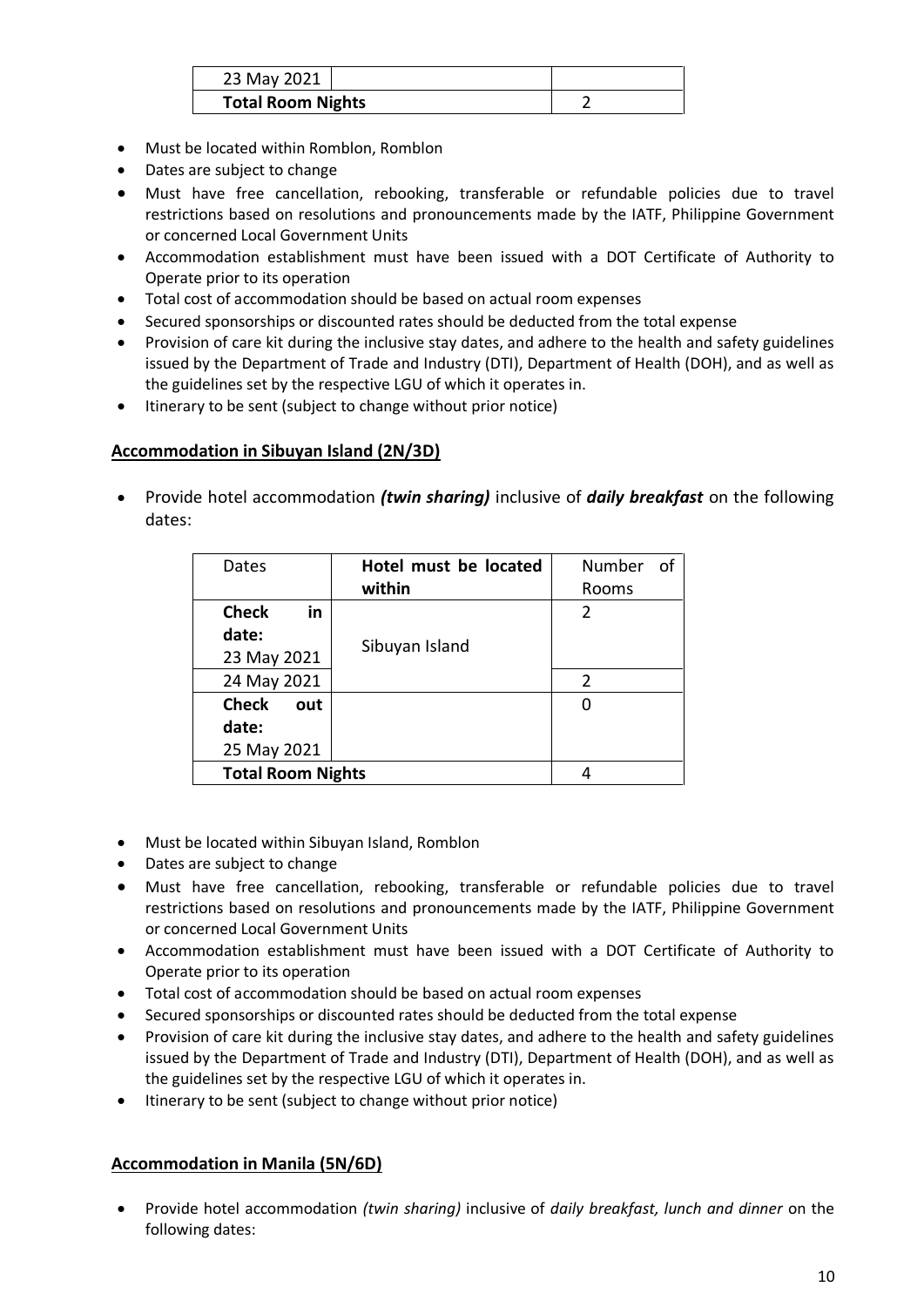| 23 May 2021 | | |
|---|---|---|
| **Total Room Nights** | | 2 |

- Must be located within Romblon, Romblon
- Dates are subject to change
- Must have free cancellation, rebooking, transferable or refundable policies due to travel restrictions based on resolutions and pronouncements made by the IATF, Philippine Government or concerned Local Government Units
- Accommodation establishment must have been issued with a DOT Certificate of Authority to Operate prior to its operation
- Total cost of accommodation should be based on actual room expenses
- Secured sponsorships or discounted rates should be deducted from the total expense
- Provision of care kit during the inclusive stay dates, and adhere to the health and safety guidelines issued by the Department of Trade and Industry (DTI), Department of Health (DOH), and as well as the guidelines set by the respective LGU of which it operates in.
- Itinerary to be sent (subject to change without prior notice)

**Accommodation in Sibuyan Island (2N/3D)**

- Provide hotel accommodation ***(twin sharing)*** inclusive of ***daily breakfast*** on the following dates:

| Dates | **Hotel must be located within** | Number of Rooms |
|---|---|---|
| **Check in date:** 23 May 2021 | Sibuyan Island | 2 |
| 24 May 2021 | | 2 |
| **Check out date:** 25 May 2021 | | 0 |
| **Total Room Nights** | | 4 |

- Must be located within Sibuyan Island, Romblon
- Dates are subject to change
- Must have free cancellation, rebooking, transferable or refundable policies due to travel restrictions based on resolutions and pronouncements made by the IATF, Philippine Government or concerned Local Government Units
- Accommodation establishment must have been issued with a DOT Certificate of Authority to Operate prior to its operation
- Total cost of accommodation should be based on actual room expenses
- Secured sponsorships or discounted rates should be deducted from the total expense
- Provision of care kit during the inclusive stay dates, and adhere to the health and safety guidelines issued by the Department of Trade and Industry (DTI), Department of Health (DOH), and as well as the guidelines set by the respective LGU of which it operates in.
- Itinerary to be sent (subject to change without prior notice)

**Accommodation in Manila (5N/6D)**

- Provide hotel accommodation *(twin sharing)* inclusive of *daily breakfast, lunch and dinner* on the following dates: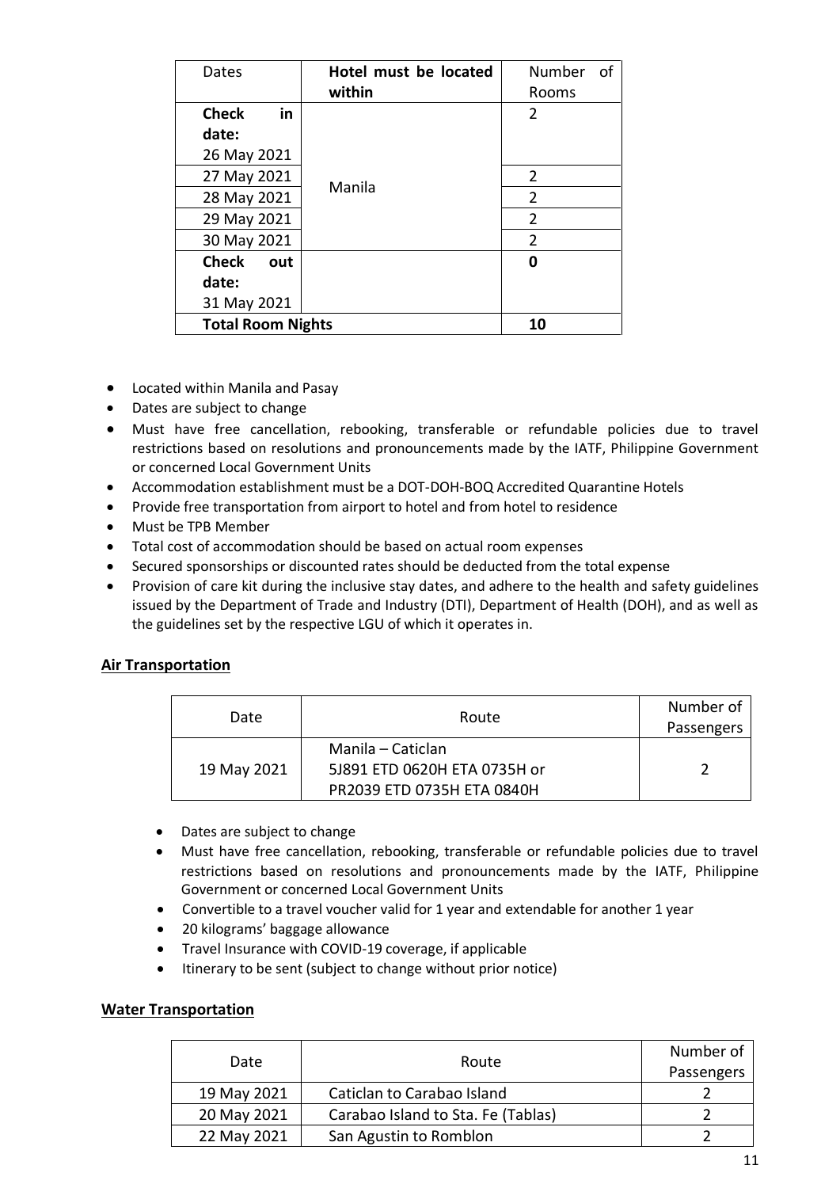| Dates | **Hotel must be located within** | Number of Rooms |
|---|---|---|
| **Check in date:** 26 May 2021 | Manila | 2 |
| 27 May 2021 | | 2 |
| 28 May 2021 | | 2 |
| 29 May 2021 | | 2 |
| 30 May 2021 | | 2 |
| **Check out date:** 31 May 2021 | | **0** |
| **Total Room Nights** | | **10** |

- Located within Manila and Pasay
- Dates are subject to change
- Must have free cancellation, rebooking, transferable or refundable policies due to travel restrictions based on resolutions and pronouncements made by the IATF, Philippine Government or concerned Local Government Units
- Accommodation establishment must be a DOT-DOH-BOQ Accredited Quarantine Hotels
- Provide free transportation from airport to hotel and from hotel to residence
- Must be TPB Member
- Total cost of accommodation should be based on actual room expenses
- Secured sponsorships or discounted rates should be deducted from the total expense
- Provision of care kit during the inclusive stay dates, and adhere to the health and safety guidelines issued by the Department of Trade and Industry (DTI), Department of Health (DOH), and as well as the guidelines set by the respective LGU of which it operates in.

**Air Transportation**

| Date | Route | Number of Passengers |
|---|---|---|
| 19 May 2021 | Manila – Caticlan<br>5J891 ETD 0620H ETA 0735H or<br>PR2039 ETD 0735H ETA 0840H | 2 |

- Dates are subject to change
- Must have free cancellation, rebooking, transferable or refundable policies due to travel restrictions based on resolutions and pronouncements made by the IATF, Philippine Government or concerned Local Government Units
- Convertible to a travel voucher valid for 1 year and extendable for another 1 year
- 20 kilograms' baggage allowance
- Travel Insurance with COVID-19 coverage, if applicable
- Itinerary to be sent (subject to change without prior notice)

**Water Transportation**

| Date | Route | Number of Passengers |
|---|---|---|
| 19 May 2021 | Caticlan to Carabao Island | 2 |
| 20 May 2021 | Carabao Island to Sta. Fe (Tablas) | 2 |
| 22 May 2021 | San Agustin to Romblon | 2 |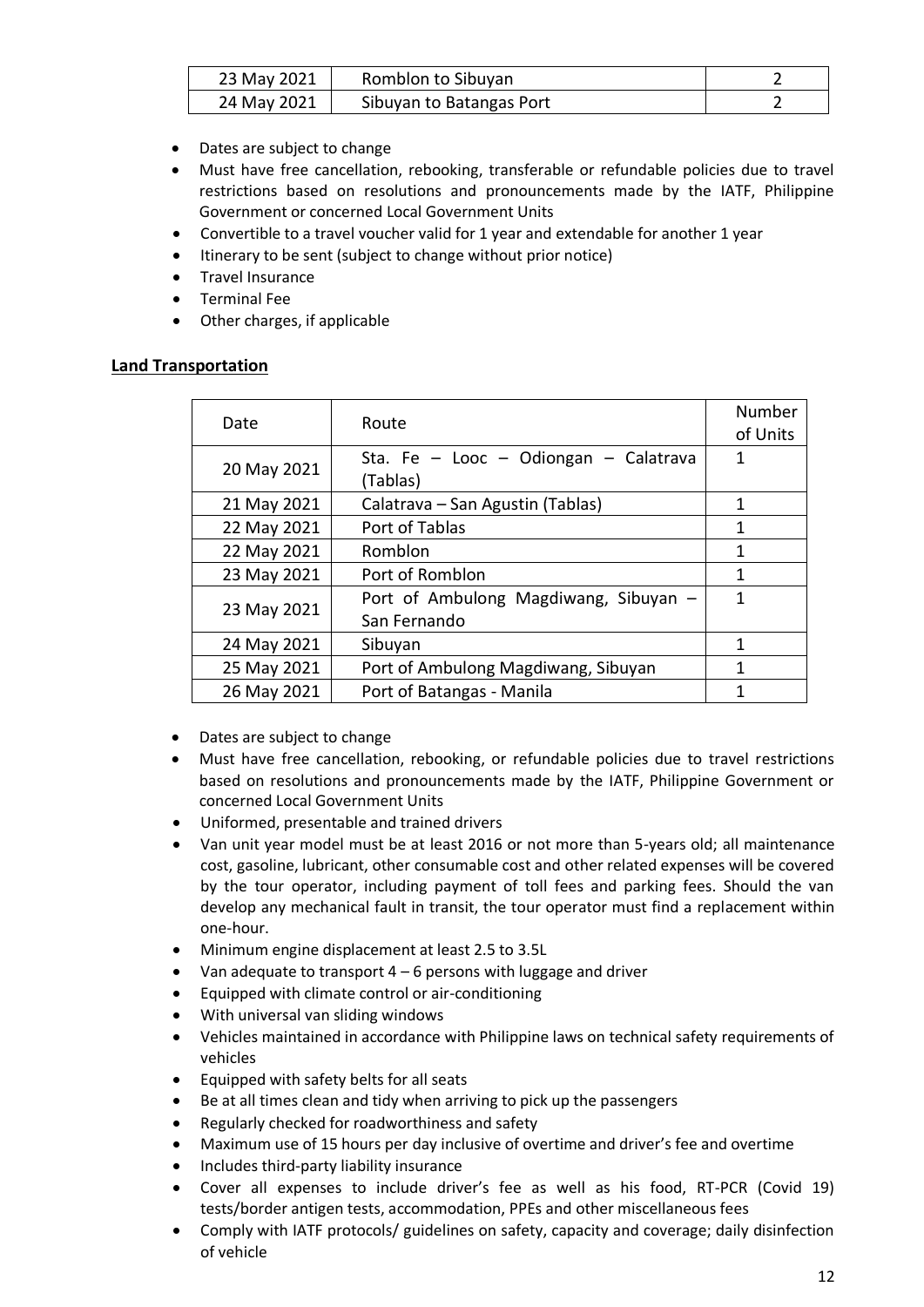| 23 May 2021 | Romblon to Sibuyan | 2 |
|---|---|---|
| 24 May 2021 | Sibuyan to Batangas Port | 2 |

- Dates are subject to change
- Must have free cancellation, rebooking, transferable or refundable policies due to travel restrictions based on resolutions and pronouncements made by the IATF, Philippine Government or concerned Local Government Units
- Convertible to a travel voucher valid for 1 year and extendable for another 1 year
- Itinerary to be sent (subject to change without prior notice)
- Travel Insurance
- Terminal Fee
- Other charges, if applicable

**Land Transportation**

| Date | Route | Number of Units |
|---|---|---|
| 20 May 2021 | Sta. Fe – Looc – Odiongan – Calatrava (Tablas) | 1 |
| 21 May 2021 | Calatrava – San Agustin (Tablas) | 1 |
| 22 May 2021 | Port of Tablas | 1 |
| 22 May 2021 | Romblon | 1 |
| 23 May 2021 | Port of Romblon | 1 |
| 23 May 2021 | Port of Ambulong Magdiwang, Sibuyan – San Fernando | 1 |
| 24 May 2021 | Sibuyan | 1 |
| 25 May 2021 | Port of Ambulong Magdiwang, Sibuyan | 1 |
| 26 May 2021 | Port of Batangas - Manila | 1 |

- Dates are subject to change
- Must have free cancellation, rebooking, or refundable policies due to travel restrictions based on resolutions and pronouncements made by the IATF, Philippine Government or concerned Local Government Units
- Uniformed, presentable and trained drivers
- Van unit year model must be at least 2016 or not more than 5-years old; all maintenance cost, gasoline, lubricant, other consumable cost and other related expenses will be covered by the tour operator, including payment of toll fees and parking fees. Should the van develop any mechanical fault in transit, the tour operator must find a replacement within one-hour.
- Minimum engine displacement at least 2.5 to 3.5L
- Van adequate to transport 4 – 6 persons with luggage and driver
- Equipped with climate control or air-conditioning
- With universal van sliding windows
- Vehicles maintained in accordance with Philippine laws on technical safety requirements of vehicles
- Equipped with safety belts for all seats
- Be at all times clean and tidy when arriving to pick up the passengers
- Regularly checked for roadworthiness and safety
- Maximum use of 15 hours per day inclusive of overtime and driver's fee and overtime
- Includes third-party liability insurance
- Cover all expenses to include driver's fee as well as his food, RT-PCR (Covid 19) tests/border antigen tests, accommodation, PPEs and other miscellaneous fees
- Comply with IATF protocols/ guidelines on safety, capacity and coverage; daily disinfection of vehicle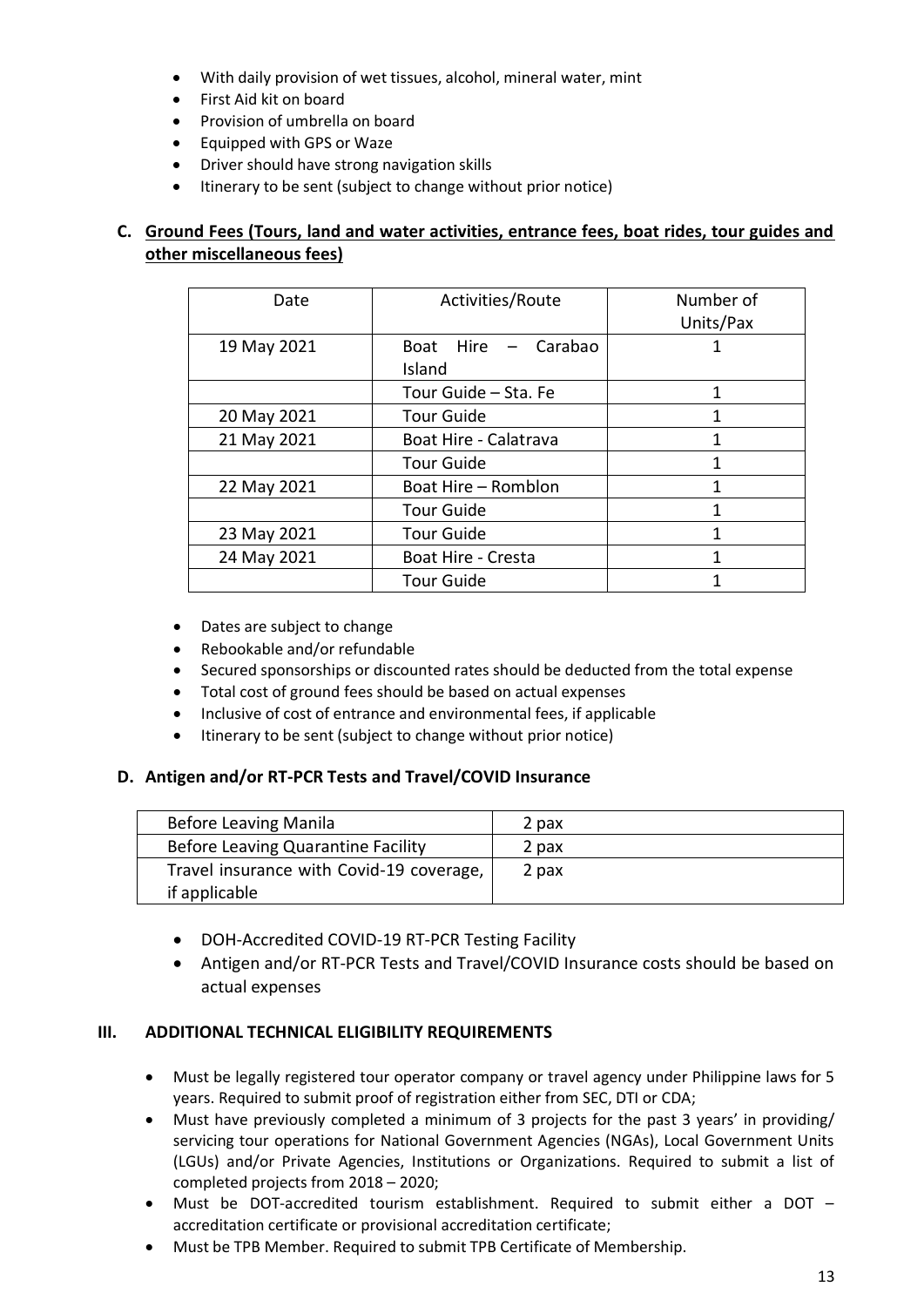- With daily provision of wet tissues, alcohol, mineral water, mint
- First Aid kit on board
- Provision of umbrella on board
- Equipped with GPS or Waze
- Driver should have strong navigation skills
- Itinerary to be sent (subject to change without prior notice)

### C. Ground Fees (Tours, land and water activities, entrance fees, boat rides, tour guides and other miscellaneous fees)

| Date | Activities/Route | Number of Units/Pax |
|---|---|---|
| 19 May 2021 | Boat Hire – Carabao Island | 1 |
| | Tour Guide – Sta. Fe | 1 |
| 20 May 2021 | Tour Guide | 1 |
| 21 May 2021 | Boat Hire - Calatrava | 1 |
| | Tour Guide | 1 |
| 22 May 2021 | Boat Hire – Romblon | 1 |
| | Tour Guide | 1 |
| 23 May 2021 | Tour Guide | 1 |
| 24 May 2021 | Boat Hire - Cresta | 1 |
| | Tour Guide | 1 |

- Dates are subject to change
- Rebookable and/or refundable
- Secured sponsorships or discounted rates should be deducted from the total expense
- Total cost of ground fees should be based on actual expenses
- Inclusive of cost of entrance and environmental fees, if applicable
- Itinerary to be sent (subject to change without prior notice)

### D. Antigen and/or RT-PCR Tests and Travel/COVID Insurance

| Before Leaving Manila | 2 pax |
|---|---|
| Before Leaving Quarantine Facility | 2 pax |
| Travel insurance with Covid-19 coverage, if applicable | 2 pax |

- DOH-Accredited COVID-19 RT-PCR Testing Facility
- Antigen and/or RT-PCR Tests and Travel/COVID Insurance costs should be based on actual expenses

## III. ADDITIONAL TECHNICAL ELIGIBILITY REQUIREMENTS

- Must be legally registered tour operator company or travel agency under Philippine laws for 5 years. Required to submit proof of registration either from SEC, DTI or CDA;
- Must have previously completed a minimum of 3 projects for the past 3 years' in providing/ servicing tour operations for National Government Agencies (NGAs), Local Government Units (LGUs) and/or Private Agencies, Institutions or Organizations. Required to submit a list of completed projects from 2018 – 2020;
- Must be DOT-accredited tourism establishment. Required to submit either a DOT – accreditation certificate or provisional accreditation certificate;
- Must be TPB Member. Required to submit TPB Certificate of Membership.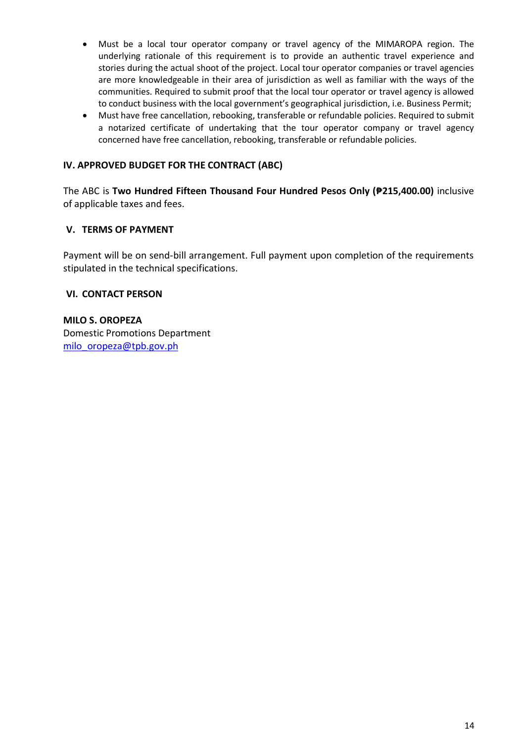- Must be a local tour operator company or travel agency of the MIMAROPA region. The underlying rationale of this requirement is to provide an authentic travel experience and stories during the actual shoot of the project. Local tour operator companies or travel agencies are more knowledgeable in their area of jurisdiction as well as familiar with the ways of the communities. Required to submit proof that the local tour operator or travel agency is allowed to conduct business with the local government's geographical jurisdiction, i.e. Business Permit;
- Must have free cancellation, rebooking, transferable or refundable policies. Required to submit a notarized certificate of undertaking that the tour operator company or travel agency concerned have free cancellation, rebooking, transferable or refundable policies.

## IV. APPROVED BUDGET FOR THE CONTRACT (ABC)

The ABC is **Two Hundred Fifteen Thousand Four Hundred Pesos Only (₱215,400.00)** inclusive of applicable taxes and fees.

## V. TERMS OF PAYMENT

Payment will be on send-bill arrangement. Full payment upon completion of the requirements stipulated in the technical specifications.

## VI. CONTACT PERSON

**MILO S. OROPEZA**
Domestic Promotions Department
milo_oropeza@tpb.gov.ph